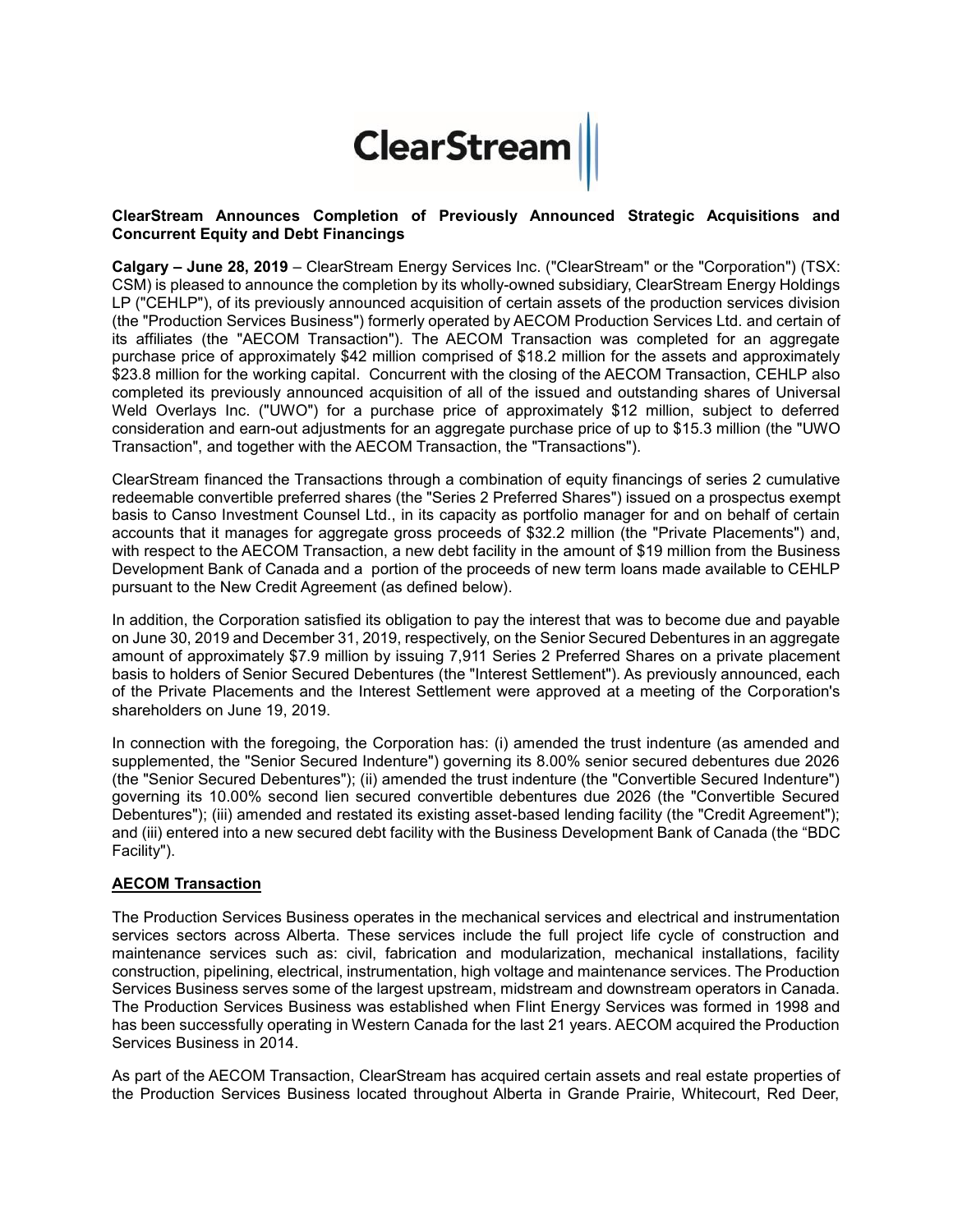**ClearStream Announces Completion of Previously Announced Strategic Acquisitions and Concurrent Equity and Debt Financings**

**Calgary – June 28, 2019** – ClearStream Energy Services Inc. ("ClearStream" or the "Corporation") (TSX: CSM) is pleased to announce the completion by its wholly-owned subsidiary, ClearStream Energy Holdings LP ("CEHLP"), of its previously announced acquisition of certain assets of the production services division (the "Production Services Business") formerly operated by AECOM Production Services Ltd. and certain of its affiliates (the "AECOM Transaction"). The AECOM Transaction was completed for an aggregate purchase price of approximately $42 million comprised of $18.2 million for the assets and approximately $23.8 million for the working capital. Concurrent with the closing of the AECOM Transaction, CEHLP also completed its previously announced acquisition of all of the issued and outstanding shares of Universal Weld Overlays Inc. ("UWO") for a purchase price of approximately $12 million, subject to deferred consideration and earn-out adjustments for an aggregate purchase price of up to $15.3 million (the "UWO Transaction", and together with the AECOM Transaction, the "Transactions").

ClearStream financed the Transactions through a combination of equity financings of series 2 cumulative redeemable convertible preferred shares (the "Series 2 Preferred Shares") issued on a prospectus exempt basis to Canso Investment Counsel Ltd., in its capacity as portfolio manager for and on behalf of certain accounts that it manages for aggregate gross proceeds of $32.2 million (the "Private Placements") and, with respect to the AECOM Transaction, a new debt facility in the amount of $19 million from the Business Development Bank of Canada and a portion of the proceeds of new term loans made available to CEHLP pursuant to the New Credit Agreement (as defined below).

In addition, the Corporation satisfied its obligation to pay the interest that was to become due and payable on June 30, 2019 and December 31, 2019, respectively, on the Senior Secured Debentures in an aggregate amount of approximately $7.9 million by issuing 7,911 Series 2 Preferred Shares on a private placement basis to holders of Senior Secured Debentures (the "Interest Settlement"). As previously announced, each of the Private Placements and the Interest Settlement were approved at a meeting of the Corporation's shareholders on June 19, 2019.

In connection with the foregoing, the Corporation has: (i) amended the trust indenture (as amended and supplemented, the "Senior Secured Indenture") governing its 8.00% senior secured debentures due 2026 (the "Senior Secured Debentures"); (ii) amended the trust indenture (the "Convertible Secured Indenture") governing its 10.00% second lien secured convertible debentures due 2026 (the "Convertible Secured Debentures"); (iii) amended and restated its existing asset-based lending facility (the "Credit Agreement"); and (iii) entered into a new secured debt facility with the Business Development Bank of Canada (the "BDC Facility").

**AECOM Transaction**

The Production Services Business operates in the mechanical services and electrical and instrumentation services sectors across Alberta. These services include the full project life cycle of construction and maintenance services such as: civil, fabrication and modularization, mechanical installations, facility construction, pipelining, electrical, instrumentation, high voltage and maintenance services. The Production Services Business serves some of the largest upstream, midstream and downstream operators in Canada. The Production Services Business was established when Flint Energy Services was formed in 1998 and has been successfully operating in Western Canada for the last 21 years. AECOM acquired the Production Services Business in 2014.

As part of the AECOM Transaction, ClearStream has acquired certain assets and real estate properties of the Production Services Business located throughout Alberta in Grande Prairie, Whitecourt, Red Deer,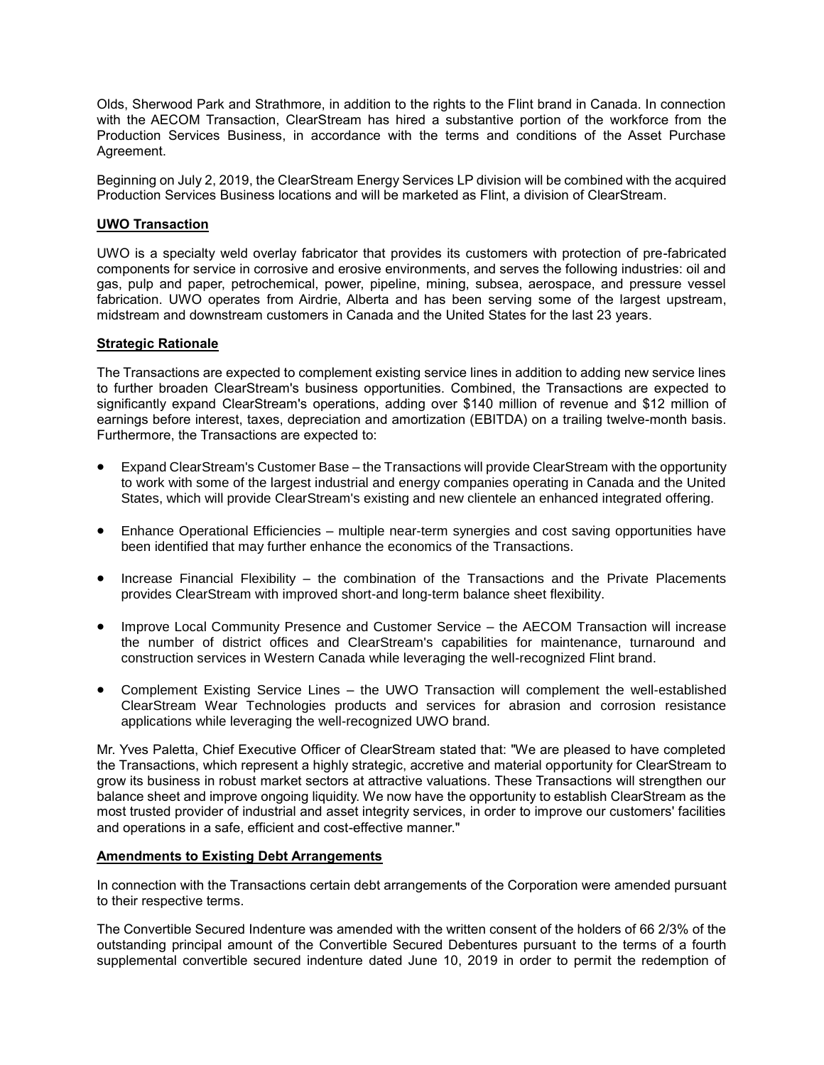Olds, Sherwood Park and Strathmore, in addition to the rights to the Flint brand in Canada. In connection with the AECOM Transaction, ClearStream has hired a substantive portion of the workforce from the Production Services Business, in accordance with the terms and conditions of the Asset Purchase Agreement.

Beginning on July 2, 2019, the ClearStream Energy Services LP division will be combined with the acquired Production Services Business locations and will be marketed as Flint, a division of ClearStream.

**UWO Transaction**

UWO is a specialty weld overlay fabricator that provides its customers with protection of pre-fabricated components for service in corrosive and erosive environments, and serves the following industries: oil and gas, pulp and paper, petrochemical, power, pipeline, mining, subsea, aerospace, and pressure vessel fabrication. UWO operates from Airdrie, Alberta and has been serving some of the largest upstream, midstream and downstream customers in Canada and the United States for the last 23 years.

**Strategic Rationale**

The Transactions are expected to complement existing service lines in addition to adding new service lines to further broaden ClearStream's business opportunities. Combined, the Transactions are expected to significantly expand ClearStream's operations, adding over $140 million of revenue and $12 million of earnings before interest, taxes, depreciation and amortization (EBITDA) on a trailing twelve-month basis. Furthermore, the Transactions are expected to:

- Expand ClearStream's Customer Base – the Transactions will provide ClearStream with the opportunity to work with some of the largest industrial and energy companies operating in Canada and the United States, which will provide ClearStream's existing and new clientele an enhanced integrated offering.
- Enhance Operational Efficiencies – multiple near-term synergies and cost saving opportunities have been identified that may further enhance the economics of the Transactions.
- Increase Financial Flexibility – the combination of the Transactions and the Private Placements provides ClearStream with improved short-and long-term balance sheet flexibility.
- Improve Local Community Presence and Customer Service – the AECOM Transaction will increase the number of district offices and ClearStream's capabilities for maintenance, turnaround and construction services in Western Canada while leveraging the well-recognized Flint brand.
- Complement Existing Service Lines – the UWO Transaction will complement the well-established ClearStream Wear Technologies products and services for abrasion and corrosion resistance applications while leveraging the well-recognized UWO brand.

Mr. Yves Paletta, Chief Executive Officer of ClearStream stated that: "We are pleased to have completed the Transactions, which represent a highly strategic, accretive and material opportunity for ClearStream to grow its business in robust market sectors at attractive valuations. These Transactions will strengthen our balance sheet and improve ongoing liquidity. We now have the opportunity to establish ClearStream as the most trusted provider of industrial and asset integrity services, in order to improve our customers' facilities and operations in a safe, efficient and cost-effective manner."

**Amendments to Existing Debt Arrangements**

In connection with the Transactions certain debt arrangements of the Corporation were amended pursuant to their respective terms.

The Convertible Secured Indenture was amended with the written consent of the holders of 66 2/3% of the outstanding principal amount of the Convertible Secured Debentures pursuant to the terms of a fourth supplemental convertible secured indenture dated June 10, 2019 in order to permit the redemption of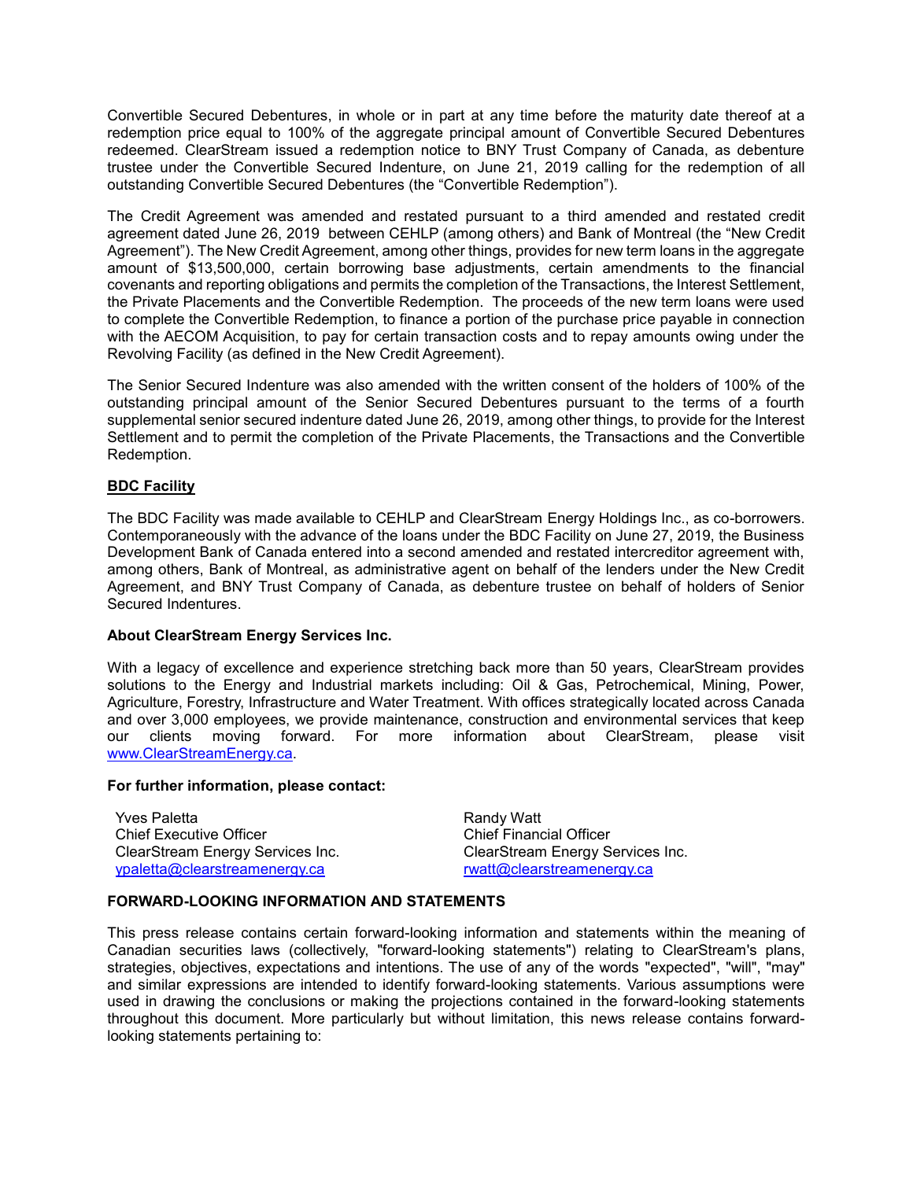Convertible Secured Debentures, in whole or in part at any time before the maturity date thereof at a redemption price equal to 100% of the aggregate principal amount of Convertible Secured Debentures redeemed. ClearStream issued a redemption notice to BNY Trust Company of Canada, as debenture trustee under the Convertible Secured Indenture, on June 21, 2019 calling for the redemption of all outstanding Convertible Secured Debentures (the "Convertible Redemption").

The Credit Agreement was amended and restated pursuant to a third amended and restated credit agreement dated June 26, 2019 between CEHLP (among others) and Bank of Montreal (the "New Credit Agreement"). The New Credit Agreement, among other things, provides for new term loans in the aggregate amount of $13,500,000, certain borrowing base adjustments, certain amendments to the financial covenants and reporting obligations and permits the completion of the Transactions, the Interest Settlement, the Private Placements and the Convertible Redemption. The proceeds of the new term loans were used to complete the Convertible Redemption, to finance a portion of the purchase price payable in connection with the AECOM Acquisition, to pay for certain transaction costs and to repay amounts owing under the Revolving Facility (as defined in the New Credit Agreement).

The Senior Secured Indenture was also amended with the written consent of the holders of 100% of the outstanding principal amount of the Senior Secured Debentures pursuant to the terms of a fourth supplemental senior secured indenture dated June 26, 2019, among other things, to provide for the Interest Settlement and to permit the completion of the Private Placements, the Transactions and the Convertible Redemption.

**BDC Facility**

The BDC Facility was made available to CEHLP and ClearStream Energy Holdings Inc., as co-borrowers. Contemporaneously with the advance of the loans under the BDC Facility on June 27, 2019, the Business Development Bank of Canada entered into a second amended and restated intercreditor agreement with, among others, Bank of Montreal, as administrative agent on behalf of the lenders under the New Credit Agreement, and BNY Trust Company of Canada, as debenture trustee on behalf of holders of Senior Secured Indentures.

**About ClearStream Energy Services Inc.**

With a legacy of excellence and experience stretching back more than 50 years, ClearStream provides solutions to the Energy and Industrial markets including: Oil & Gas, Petrochemical, Mining, Power, Agriculture, Forestry, Infrastructure and Water Treatment. With offices strategically located across Canada and over 3,000 employees, we provide maintenance, construction and environmental services that keep our clients moving forward. For more information about ClearStream, please visit www.ClearStreamEnergy.ca.

**For further information, please contact:**

Yves Paletta
Chief Executive Officer
ClearStream Energy Services Inc.
ypaletta@clearstreamenergy.ca

Randy Watt
Chief Financial Officer
ClearStream Energy Services Inc.
rwatt@clearstreamenergy.ca

**FORWARD-LOOKING INFORMATION AND STATEMENTS**

This press release contains certain forward-looking information and statements within the meaning of Canadian securities laws (collectively, "forward-looking statements") relating to ClearStream's plans, strategies, objectives, expectations and intentions. The use of any of the words "expected", "will", "may" and similar expressions are intended to identify forward-looking statements. Various assumptions were used in drawing the conclusions or making the projections contained in the forward-looking statements throughout this document. More particularly but without limitation, this news release contains forward-looking statements pertaining to: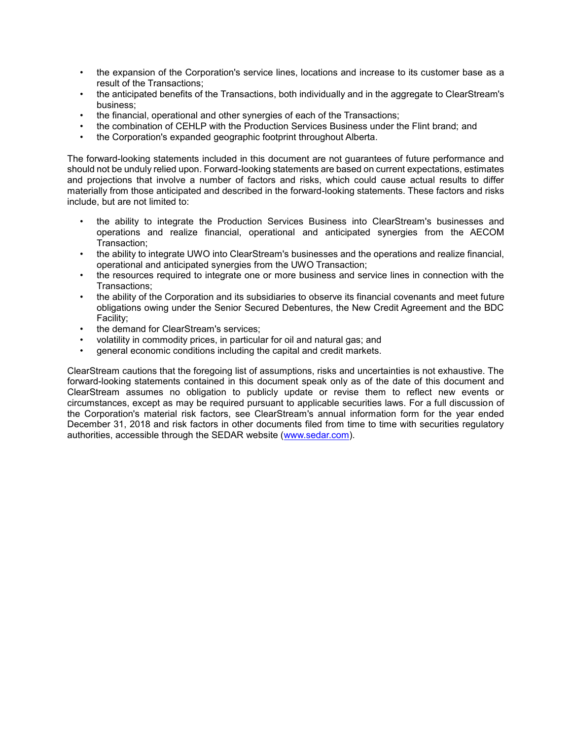- the expansion of the Corporation's service lines, locations and increase to its customer base as a result of the Transactions;
- the anticipated benefits of the Transactions, both individually and in the aggregate to ClearStream's business;
- the financial, operational and other synergies of each of the Transactions;
- the combination of CEHLP with the Production Services Business under the Flint brand; and
- the Corporation's expanded geographic footprint throughout Alberta.

The forward-looking statements included in this document are not guarantees of future performance and should not be unduly relied upon. Forward-looking statements are based on current expectations, estimates and projections that involve a number of factors and risks, which could cause actual results to differ materially from those anticipated and described in the forward-looking statements. These factors and risks include, but are not limited to:

- the ability to integrate the Production Services Business into ClearStream's businesses and operations and realize financial, operational and anticipated synergies from the AECOM Transaction;
- the ability to integrate UWO into ClearStream's businesses and the operations and realize financial, operational and anticipated synergies from the UWO Transaction;
- the resources required to integrate one or more business and service lines in connection with the Transactions;
- the ability of the Corporation and its subsidiaries to observe its financial covenants and meet future obligations owing under the Senior Secured Debentures, the New Credit Agreement and the BDC Facility;
- the demand for ClearStream's services;
- volatility in commodity prices, in particular for oil and natural gas; and
- general economic conditions including the capital and credit markets.

ClearStream cautions that the foregoing list of assumptions, risks and uncertainties is not exhaustive. The forward-looking statements contained in this document speak only as of the date of this document and ClearStream assumes no obligation to publicly update or revise them to reflect new events or circumstances, except as may be required pursuant to applicable securities laws. For a full discussion of the Corporation's material risk factors, see ClearStream's annual information form for the year ended December 31, 2018 and risk factors in other documents filed from time to time with securities regulatory authorities, accessible through the SEDAR website (www.sedar.com).